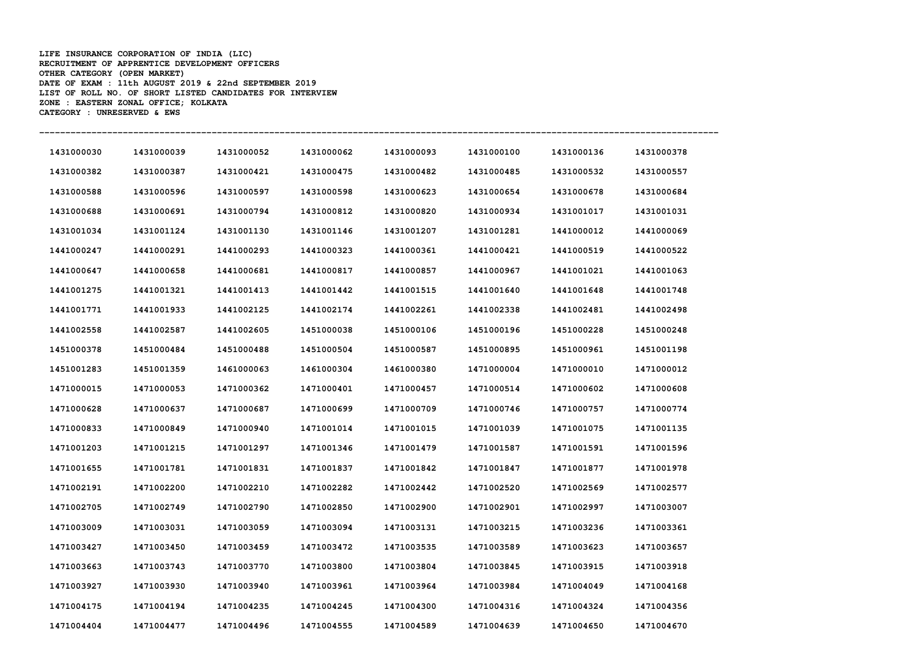**LIFE INSURANCE CORPORATION OF INDIA (LIC)**
**RECRUITMENT OF APPRENTICE DEVELOPMENT OFFICERS**
**OTHER CATEGORY (OPEN MARKET)**
**DATE OF EXAM : 11th AUGUST 2019 & 22nd SEPTEMBER 2019**
**LIST OF ROLL NO. OF SHORT LISTED CANDIDATES FOR INTERVIEW**
**ZONE : EASTERN ZONAL OFFICE; KOLKATA**
**CATEGORY : UNRESERVED & EWS**

---

| | | | | | | | |
|---|---|---|---|---|---|---|---|
| 1431000030 | 1431000039 | 1431000052 | 1431000062 | 1431000093 | 1431000100 | 1431000136 | 1431000378 |
| 1431000382 | 1431000387 | 1431000421 | 1431000475 | 1431000482 | 1431000485 | 1431000532 | 1431000557 |
| 1431000588 | 1431000596 | 1431000597 | 1431000598 | 1431000623 | 1431000654 | 1431000678 | 1431000684 |
| 1431000688 | 1431000691 | 1431000794 | 1431000812 | 1431000820 | 1431000934 | 1431001017 | 1431001031 |
| 1431001034 | 1431001124 | 1431001130 | 1431001146 | 1431001207 | 1431001281 | 1441000012 | 1441000069 |
| 1441000247 | 1441000291 | 1441000293 | 1441000323 | 1441000361 | 1441000421 | 1441000519 | 1441000522 |
| 1441000647 | 1441000658 | 1441000681 | 1441000817 | 1441000857 | 1441000967 | 1441001021 | 1441001063 |
| 1441001275 | 1441001321 | 1441001413 | 1441001442 | 1441001515 | 1441001640 | 1441001648 | 1441001748 |
| 1441001771 | 1441001933 | 1441002125 | 1441002174 | 1441002261 | 1441002338 | 1441002481 | 1441002498 |
| 1441002558 | 1441002587 | 1441002605 | 1451000038 | 1451000106 | 1451000196 | 1451000228 | 1451000248 |
| 1451000378 | 1451000484 | 1451000488 | 1451000504 | 1451000587 | 1451000895 | 1451000961 | 1451001198 |
| 1451001283 | 1451001359 | 1461000063 | 1461000304 | 1461000380 | 1471000004 | 1471000010 | 1471000012 |
| 1471000015 | 1471000053 | 1471000362 | 1471000401 | 1471000457 | 1471000514 | 1471000602 | 1471000608 |
| 1471000628 | 1471000637 | 1471000687 | 1471000699 | 1471000709 | 1471000746 | 1471000757 | 1471000774 |
| 1471000833 | 1471000849 | 1471000940 | 1471001014 | 1471001015 | 1471001039 | 1471001075 | 1471001135 |
| 1471001203 | 1471001215 | 1471001297 | 1471001346 | 1471001479 | 1471001587 | 1471001591 | 1471001596 |
| 1471001655 | 1471001781 | 1471001831 | 1471001837 | 1471001842 | 1471001847 | 1471001877 | 1471001978 |
| 1471002191 | 1471002200 | 1471002210 | 1471002282 | 1471002442 | 1471002520 | 1471002569 | 1471002577 |
| 1471002705 | 1471002749 | 1471002790 | 1471002850 | 1471002900 | 1471002901 | 1471002997 | 1471003007 |
| 1471003009 | 1471003031 | 1471003059 | 1471003094 | 1471003131 | 1471003215 | 1471003236 | 1471003361 |
| 1471003427 | 1471003450 | 1471003459 | 1471003472 | 1471003535 | 1471003589 | 1471003623 | 1471003657 |
| 1471003663 | 1471003743 | 1471003770 | 1471003800 | 1471003804 | 1471003845 | 1471003915 | 1471003918 |
| 1471003927 | 1471003930 | 1471003940 | 1471003961 | 1471003964 | 1471003984 | 1471004049 | 1471004168 |
| 1471004175 | 1471004194 | 1471004235 | 1471004245 | 1471004300 | 1471004316 | 1471004324 | 1471004356 |
| 1471004404 | 1471004477 | 1471004496 | 1471004555 | 1471004589 | 1471004639 | 1471004650 | 1471004670 |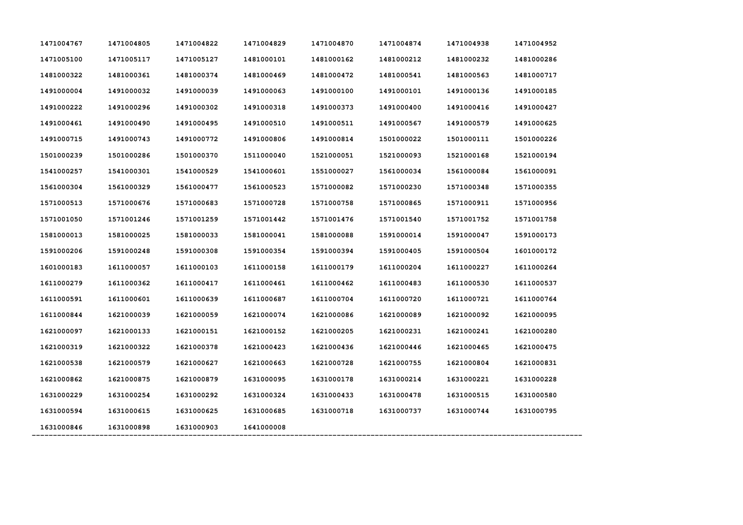1471004767 1471004805 1471004822 1471004829 1471004870 1471004874 1471004938 1471004952
1471005100 1471005117 1471005127 1481000101 1481000162 1481000212 1481000232 1481000286
1481000322 1481000361 1481000374 1481000469 1481000472 1481000541 1481000563 1481000717
1491000004 1491000032 1491000039 1491000063 1491000100 1491000101 1491000136 1491000185
1491000222 1491000296 1491000302 1491000318 1491000373 1491000400 1491000416 1491000427
1491000461 1491000490 1491000495 1491000510 1491000511 1491000567 1491000579 1491000625
1491000715 1491000743 1491000772 1491000806 1491000814 1501000022 1501000111 1501000226
1501000239 1501000286 1501000370 1511000040 1521000051 1521000093 1521000168 1521000194
1541000257 1541000301 1541000529 1541000601 1551000027 1561000034 1561000084 1561000091
1561000304 1561000329 1561000477 1561000523 1571000082 1571000230 1571000348 1571000355
1571000513 1571000676 1571000683 1571000728 1571000758 1571000865 1571000911 1571000956
1571001050 1571001246 1571001259 1571001442 1571001476 1571001540 1571001752 1571001758
1581000013 1581000025 1581000033 1581000041 1581000088 1591000014 1591000047 1591000173
1591000206 1591000248 1591000308 1591000354 1591000394 1591000405 1591000504 1601000172
1601000183 1611000057 1611000103 1611000158 1611000179 1611000204 1611000227 1611000264
1611000279 1611000362 1611000417 1611000461 1611000462 1611000483 1611000530 1611000537
1611000591 1611000601 1611000639 1611000687 1611000704 1611000720 1611000721 1611000764
1611000844 1621000039 1621000059 1621000074 1621000086 1621000089 1621000092 1621000095
1621000097 1621000133 1621000151 1621000152 1621000205 1621000231 1621000241 1621000280
1621000319 1621000322 1621000378 1621000423 1621000436 1621000446 1621000465 1621000475
1621000538 1621000579 1621000627 1621000663 1621000728 1621000755 1621000804 1621000831
1621000862 1621000875 1621000879 1631000095 1631000178 1631000214 1631000221 1631000228
1631000229 1631000254 1631000292 1631000324 1631000433 1631000478 1631000515 1631000580
1631000594 1631000615 1631000625 1631000685 1631000718 1631000737 1631000744 1631000795
1631000846 1631000898 1631000903 1641000008

---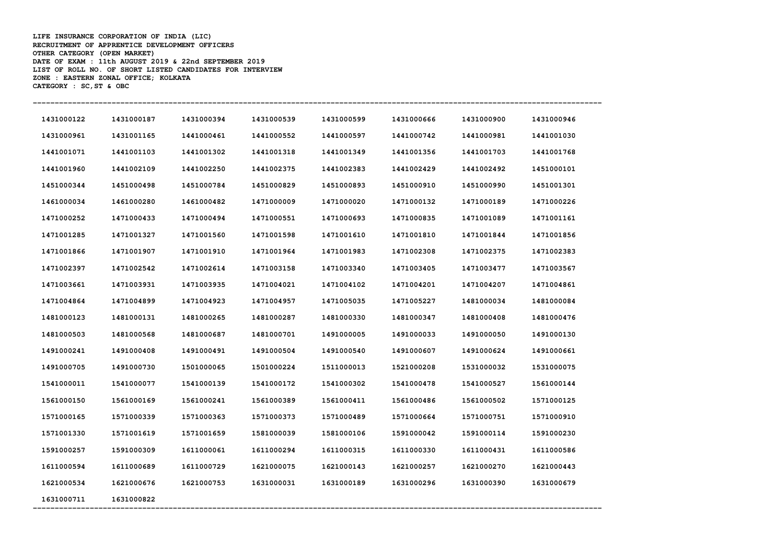**LIFE INSURANCE CORPORATION OF INDIA (LIC)**
**RECRUITMENT OF APPRENTICE DEVELOPMENT OFFICERS**
**OTHER CATEGORY (OPEN MARKET)**
**DATE OF EXAM : 11th AUGUST 2019 & 22nd SEPTEMBER 2019**
**LIST OF ROLL NO. OF SHORT LISTED CANDIDATES FOR INTERVIEW**
**ZONE : EASTERN ZONAL OFFICE; KOLKATA**
**CATEGORY : SC,ST & OBC**

| | | | | | | | |
|---|---|---|---|---|---|---|---|
| 1431000122 | 1431000187 | 1431000394 | 1431000539 | 1431000599 | 1431000666 | 1431000900 | 1431000946 |
| 1431000961 | 1431001165 | 1441000461 | 1441000552 | 1441000597 | 1441000742 | 1441000981 | 1441001030 |
| 1441001071 | 1441001103 | 1441001302 | 1441001318 | 1441001349 | 1441001356 | 1441001703 | 1441001768 |
| 1441001960 | 1441002109 | 1441002250 | 1441002375 | 1441002383 | 1441002429 | 1441002492 | 1451000101 |
| 1451000344 | 1451000498 | 1451000784 | 1451000829 | 1451000893 | 1451000910 | 1451000990 | 1451001301 |
| 1461000034 | 1461000280 | 1461000482 | 1471000009 | 1471000020 | 1471000132 | 1471000189 | 1471000226 |
| 1471000252 | 1471000433 | 1471000494 | 1471000551 | 1471000693 | 1471000835 | 1471001089 | 1471001161 |
| 1471001285 | 1471001327 | 1471001560 | 1471001598 | 1471001610 | 1471001810 | 1471001844 | 1471001856 |
| 1471001866 | 1471001907 | 1471001910 | 1471001964 | 1471001983 | 1471002308 | 1471002375 | 1471002383 |
| 1471002397 | 1471002542 | 1471002614 | 1471003158 | 1471003340 | 1471003405 | 1471003477 | 1471003567 |
| 1471003661 | 1471003931 | 1471003935 | 1471004021 | 1471004102 | 1471004201 | 1471004207 | 1471004861 |
| 1471004864 | 1471004899 | 1471004923 | 1471004957 | 1471005035 | 1471005227 | 1481000034 | 1481000084 |
| 1481000123 | 1481000131 | 1481000265 | 1481000287 | 1481000330 | 1481000347 | 1481000408 | 1481000476 |
| 1481000503 | 1481000568 | 1481000687 | 1481000701 | 1491000005 | 1491000033 | 1491000050 | 1491000130 |
| 1491000241 | 1491000408 | 1491000491 | 1491000504 | 1491000540 | 1491000607 | 1491000624 | 1491000661 |
| 1491000705 | 1491000730 | 1501000065 | 1501000224 | 1511000013 | 1521000208 | 1531000032 | 1531000075 |
| 1541000011 | 1541000077 | 1541000139 | 1541000172 | 1541000302 | 1541000478 | 1541000527 | 1561000144 |
| 1561000150 | 1561000169 | 1561000241 | 1561000389 | 1561000411 | 1561000486 | 1561000502 | 1571000125 |
| 1571000165 | 1571000339 | 1571000363 | 1571000373 | 1571000489 | 1571000664 | 1571000751 | 1571000910 |
| 1571001330 | 1571001619 | 1571001659 | 1581000039 | 1581000106 | 1591000042 | 1591000114 | 1591000230 |
| 1591000257 | 1591000309 | 1611000061 | 1611000294 | 1611000315 | 1611000330 | 1611000431 | 1611000586 |
| 1611000594 | 1611000689 | 1611000729 | 1621000075 | 1621000143 | 1621000257 | 1621000270 | 1621000443 |
| 1621000534 | 1621000676 | 1621000753 | 1631000031 | 1631000189 | 1631000296 | 1631000390 | 1631000679 |
| 1631000711 | 1631000822 | | | | | | |